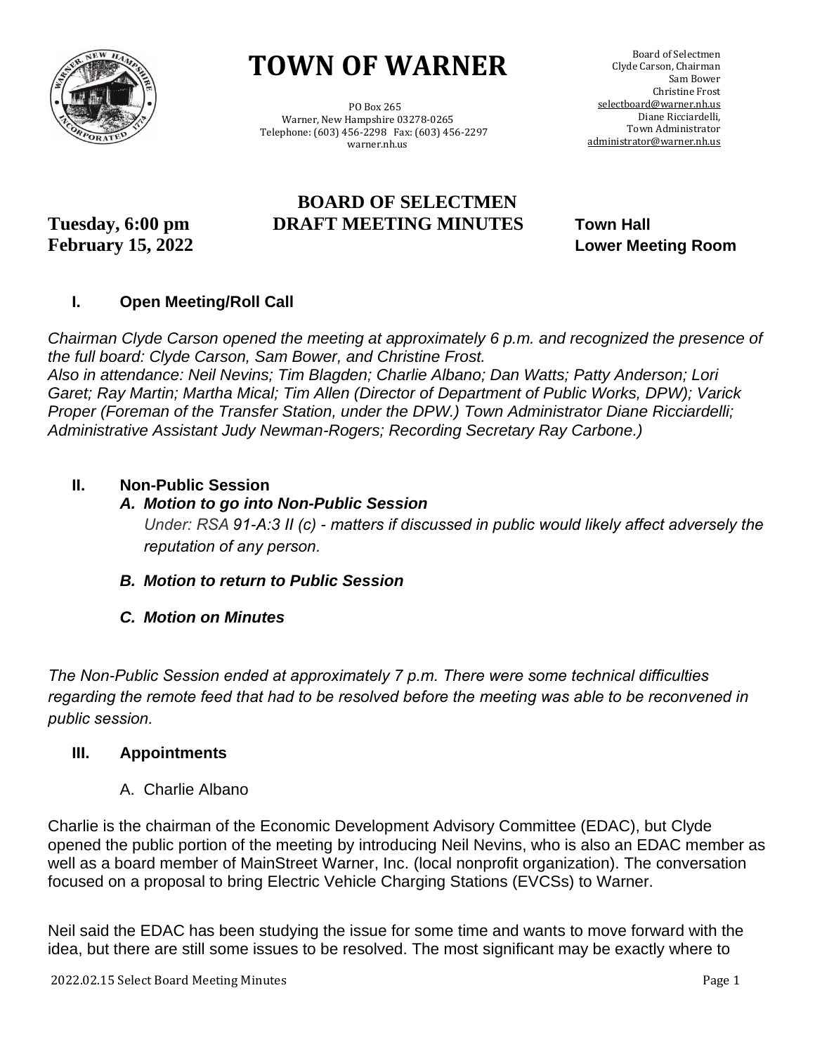# TOWN OF WARNER

PO Box 265
Warner, New Hampshire 03278-0265
Telephone: (603) 456-2298 Fax: (603) 456-2297
warner.nh.us

Board of Selectmen
Clyde Carson, Chairman
Sam Bower
Christine Frost
selectboard@warner.nh.us
Diane Ricciardelli,
Town Administrator
administrator@warner.nh.us

## BOARD OF SELECTMEN
## DRAFT MEETING MINUTES

**Tuesday, 6:00 pm**
**February 15, 2022**

**Town Hall**
**Lower Meeting Room**

### I. Open Meeting/Roll Call

*Chairman Clyde Carson opened the meeting at approximately 6 p.m. and recognized the presence of the full board: Clyde Carson, Sam Bower, and Christine Frost.*
*Also in attendance: Neil Nevins; Tim Blagden; Charlie Albano; Dan Watts; Patty Anderson; Lori Garet; Ray Martin; Martha Mical; Tim Allen (Director of Department of Public Works, DPW); Varick Proper (Foreman of the Transfer Station, under the DPW.) Town Administrator Diane Ricciardelli; Administrative Assistant Judy Newman-Rogers; Recording Secretary Ray Carbone.)*

### II. Non-Public Session

**A. *Motion to go into Non-Public Session***

*Under: RSA 91-A:3 II (c) - matters if discussed in public would likely affect adversely the reputation of any person.*

**B. *Motion to return to Public Session***

**C. *Motion on Minutes***

*The Non-Public Session ended at approximately 7 p.m. There were some technical difficulties regarding the remote feed that had to be resolved before the meeting was able to be reconvened in public session.*

### III. Appointments

A. Charlie Albano

Charlie is the chairman of the Economic Development Advisory Committee (EDAC), but Clyde opened the public portion of the meeting by introducing Neil Nevins, who is also an EDAC member as well as a board member of MainStreet Warner, Inc. (local nonprofit organization). The conversation focused on a proposal to bring Electric Vehicle Charging Stations (EVCSs) to Warner.

Neil said the EDAC has been studying the issue for some time and wants to move forward with the idea, but there are still some issues to be resolved. The most significant may be exactly where to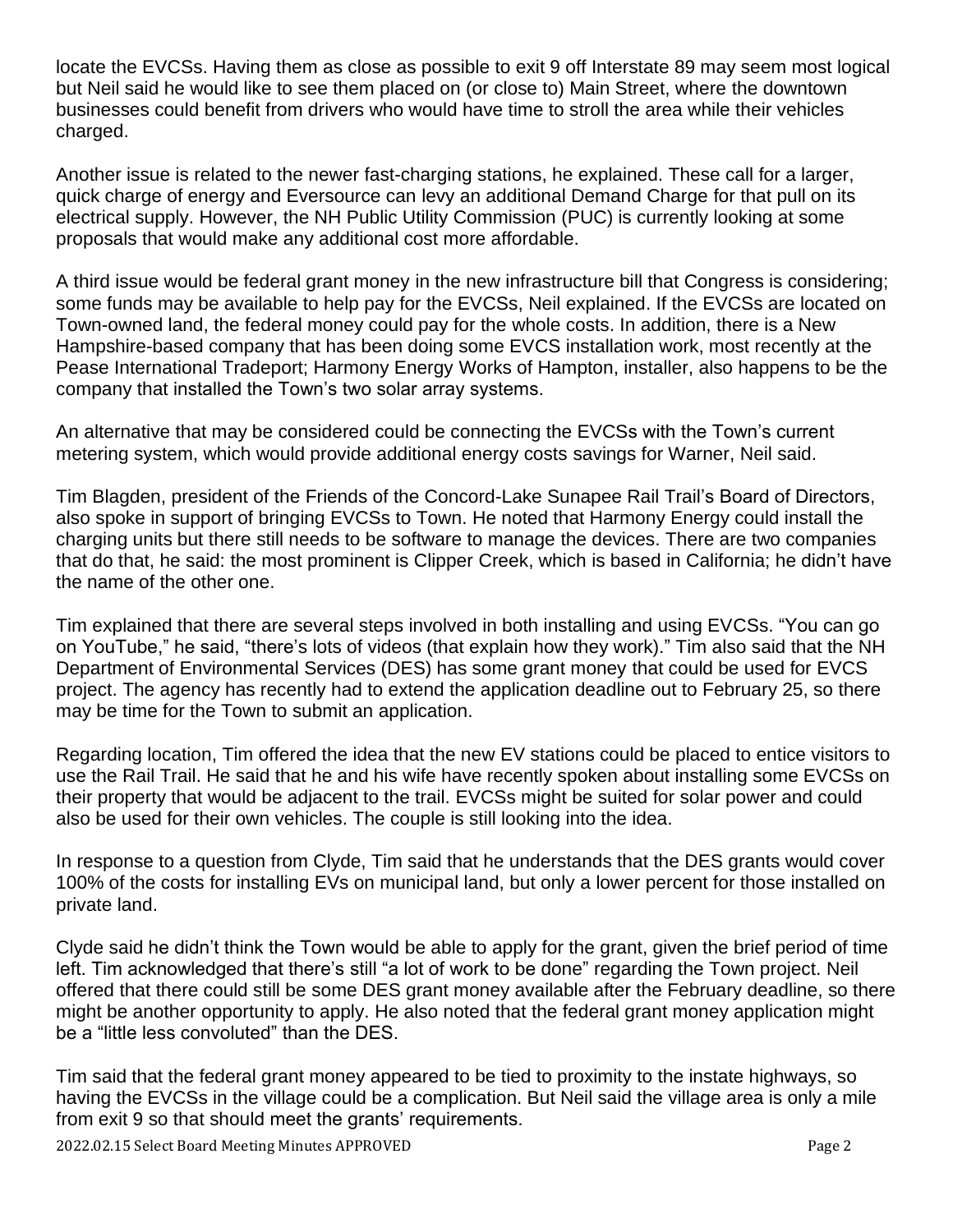locate the EVCSs. Having them as close as possible to exit 9 off Interstate 89 may seem most logical but Neil said he would like to see them placed on (or close to) Main Street, where the downtown businesses could benefit from drivers who would have time to stroll the area while their vehicles charged.

Another issue is related to the newer fast-charging stations, he explained. These call for a larger, quick charge of energy and Eversource can levy an additional Demand Charge for that pull on its electrical supply. However, the NH Public Utility Commission (PUC) is currently looking at some proposals that would make any additional cost more affordable.

A third issue would be federal grant money in the new infrastructure bill that Congress is considering; some funds may be available to help pay for the EVCSs, Neil explained. If the EVCSs are located on Town-owned land, the federal money could pay for the whole costs. In addition, there is a New Hampshire-based company that has been doing some EVCS installation work, most recently at the Pease International Tradeport; Harmony Energy Works of Hampton, installer, also happens to be the company that installed the Town's two solar array systems.

An alternative that may be considered could be connecting the EVCSs with the Town's current metering system, which would provide additional energy costs savings for Warner, Neil said.

Tim Blagden, president of the Friends of the Concord-Lake Sunapee Rail Trail's Board of Directors, also spoke in support of bringing EVCSs to Town. He noted that Harmony Energy could install the charging units but there still needs to be software to manage the devices. There are two companies that do that, he said: the most prominent is Clipper Creek, which is based in California; he didn't have the name of the other one.

Tim explained that there are several steps involved in both installing and using EVCSs. "You can go on YouTube," he said, "there's lots of videos (that explain how they work)." Tim also said that the NH Department of Environmental Services (DES) has some grant money that could be used for EVCS project. The agency has recently had to extend the application deadline out to February 25, so there may be time for the Town to submit an application.

Regarding location, Tim offered the idea that the new EV stations could be placed to entice visitors to use the Rail Trail. He said that he and his wife have recently spoken about installing some EVCSs on their property that would be adjacent to the trail. EVCSs might be suited for solar power and could also be used for their own vehicles. The couple is still looking into the idea.

In response to a question from Clyde, Tim said that he understands that the DES grants would cover 100% of the costs for installing EVs on municipal land, but only a lower percent for those installed on private land.

Clyde said he didn't think the Town would be able to apply for the grant, given the brief period of time left. Tim acknowledged that there's still "a lot of work to be done" regarding the Town project. Neil offered that there could still be some DES grant money available after the February deadline, so there might be another opportunity to apply. He also noted that the federal grant money application might be a "little less convoluted" than the DES.

Tim said that the federal grant money appeared to be tied to proximity to the instate highways, so having the EVCSs in the village could be a complication. But Neil said the village area is only a mile from exit 9 so that should meet the grants' requirements.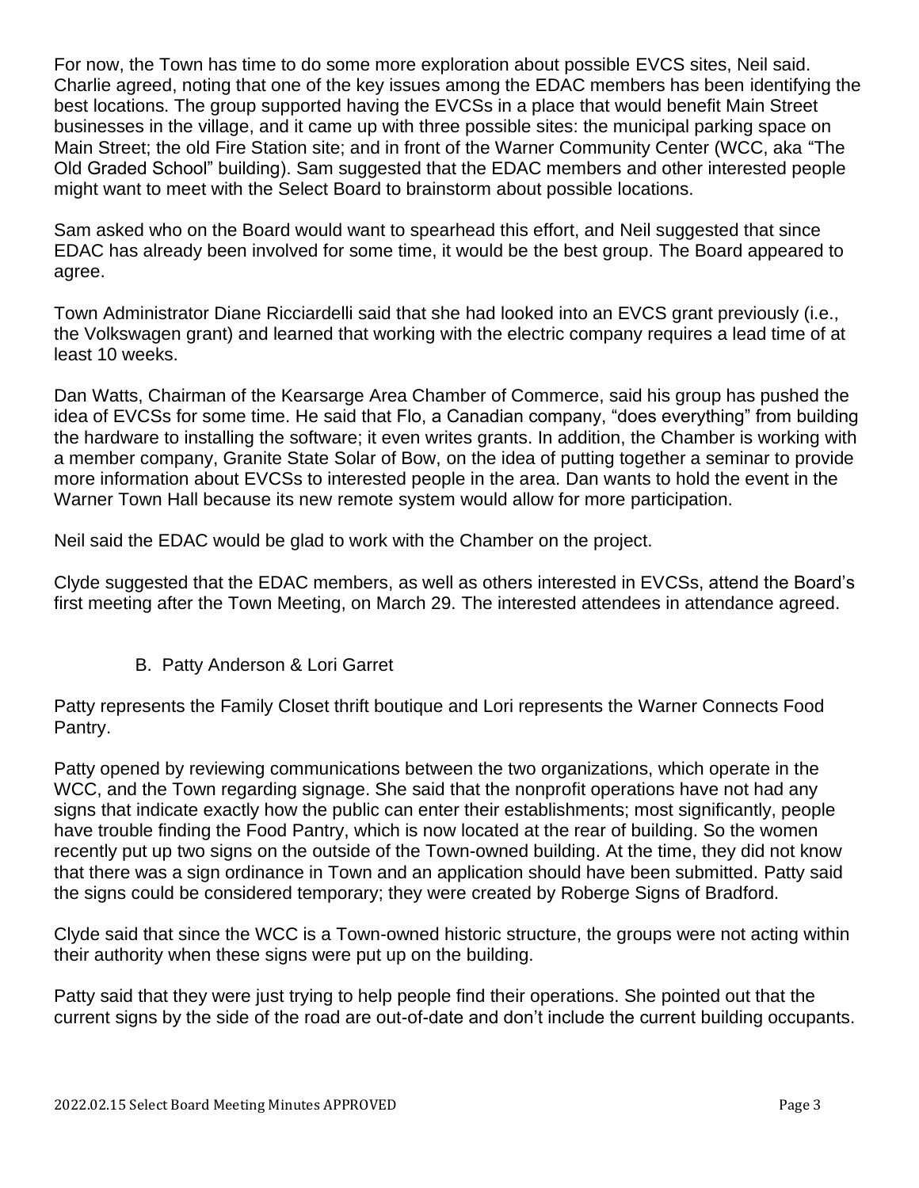For now, the Town has time to do some more exploration about possible EVCS sites, Neil said. Charlie agreed, noting that one of the key issues among the EDAC members has been identifying the best locations. The group supported having the EVCSs in a place that would benefit Main Street businesses in the village, and it came up with three possible sites: the municipal parking space on Main Street; the old Fire Station site; and in front of the Warner Community Center (WCC, aka "The Old Graded School" building). Sam suggested that the EDAC members and other interested people might want to meet with the Select Board to brainstorm about possible locations.

Sam asked who on the Board would want to spearhead this effort, and Neil suggested that since EDAC has already been involved for some time, it would be the best group. The Board appeared to agree.

Town Administrator Diane Ricciardelli said that she had looked into an EVCS grant previously (i.e., the Volkswagen grant) and learned that working with the electric company requires a lead time of at least 10 weeks.

Dan Watts, Chairman of the Kearsarge Area Chamber of Commerce, said his group has pushed the idea of EVCSs for some time. He said that Flo, a Canadian company, "does everything" from building the hardware to installing the software; it even writes grants. In addition, the Chamber is working with a member company, Granite State Solar of Bow, on the idea of putting together a seminar to provide more information about EVCSs to interested people in the area. Dan wants to hold the event in the Warner Town Hall because its new remote system would allow for more participation.

Neil said the EDAC would be glad to work with the Chamber on the project.

Clyde suggested that the EDAC members, as well as others interested in EVCSs, attend the Board's first meeting after the Town Meeting, on March 29. The interested attendees in attendance agreed.

B. Patty Anderson & Lori Garret

Patty represents the Family Closet thrift boutique and Lori represents the Warner Connects Food Pantry.

Patty opened by reviewing communications between the two organizations, which operate in the WCC, and the Town regarding signage. She said that the nonprofit operations have not had any signs that indicate exactly how the public can enter their establishments; most significantly, people have trouble finding the Food Pantry, which is now located at the rear of building. So the women recently put up two signs on the outside of the Town-owned building. At the time, they did not know that there was a sign ordinance in Town and an application should have been submitted. Patty said the signs could be considered temporary; they were created by Roberge Signs of Bradford.

Clyde said that since the WCC is a Town-owned historic structure, the groups were not acting within their authority when these signs were put up on the building.

Patty said that they were just trying to help people find their operations. She pointed out that the current signs by the side of the road are out-of-date and don't include the current building occupants.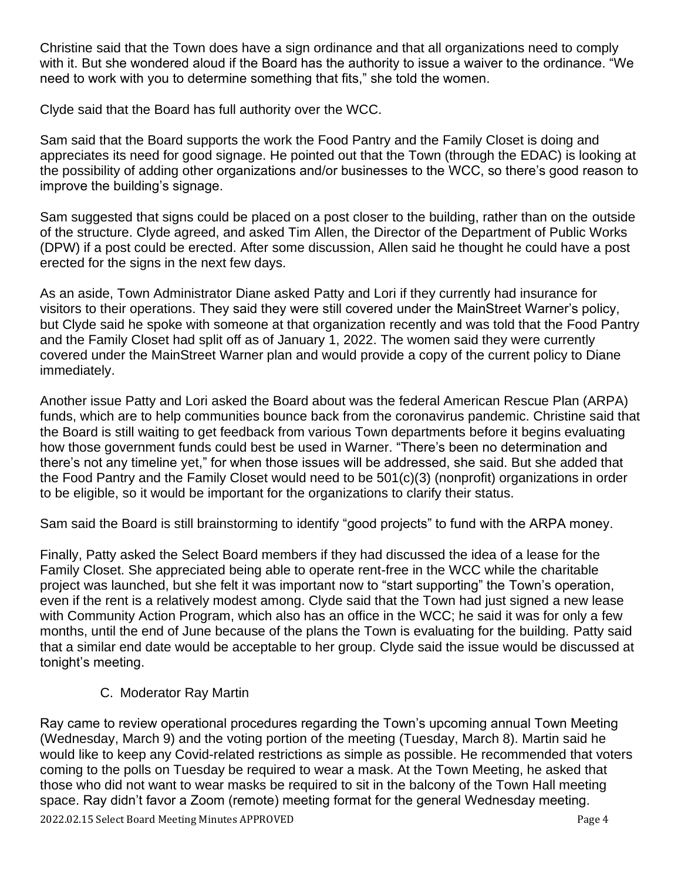Christine said that the Town does have a sign ordinance and that all organizations need to comply with it. But she wondered aloud if the Board has the authority to issue a waiver to the ordinance. "We need to work with you to determine something that fits," she told the women.

Clyde said that the Board has full authority over the WCC.

Sam said that the Board supports the work the Food Pantry and the Family Closet is doing and appreciates its need for good signage. He pointed out that the Town (through the EDAC) is looking at the possibility of adding other organizations and/or businesses to the WCC, so there's good reason to improve the building's signage.

Sam suggested that signs could be placed on a post closer to the building, rather than on the outside of the structure. Clyde agreed, and asked Tim Allen, the Director of the Department of Public Works (DPW) if a post could be erected. After some discussion, Allen said he thought he could have a post erected for the signs in the next few days.

As an aside, Town Administrator Diane asked Patty and Lori if they currently had insurance for visitors to their operations. They said they were still covered under the MainStreet Warner's policy, but Clyde said he spoke with someone at that organization recently and was told that the Food Pantry and the Family Closet had split off as of January 1, 2022. The women said they were currently covered under the MainStreet Warner plan and would provide a copy of the current policy to Diane immediately.

Another issue Patty and Lori asked the Board about was the federal American Rescue Plan (ARPA) funds, which are to help communities bounce back from the coronavirus pandemic. Christine said that the Board is still waiting to get feedback from various Town departments before it begins evaluating how those government funds could best be used in Warner. "There's been no determination and there's not any timeline yet," for when those issues will be addressed, she said. But she added that the Food Pantry and the Family Closet would need to be 501(c)(3) (nonprofit) organizations in order to be eligible, so it would be important for the organizations to clarify their status.

Sam said the Board is still brainstorming to identify "good projects" to fund with the ARPA money.

Finally, Patty asked the Select Board members if they had discussed the idea of a lease for the Family Closet. She appreciated being able to operate rent-free in the WCC while the charitable project was launched, but she felt it was important now to "start supporting" the Town's operation, even if the rent is a relatively modest among. Clyde said that the Town had just signed a new lease with Community Action Program, which also has an office in the WCC; he said it was for only a few months, until the end of June because of the plans the Town is evaluating for the building. Patty said that a similar end date would be acceptable to her group. Clyde said the issue would be discussed at tonight's meeting.

C. Moderator Ray Martin

Ray came to review operational procedures regarding the Town's upcoming annual Town Meeting (Wednesday, March 9) and the voting portion of the meeting (Tuesday, March 8). Martin said he would like to keep any Covid-related restrictions as simple as possible. He recommended that voters coming to the polls on Tuesday be required to wear a mask. At the Town Meeting, he asked that those who did not want to wear masks be required to sit in the balcony of the Town Hall meeting space. Ray didn't favor a Zoom (remote) meeting format for the general Wednesday meeting.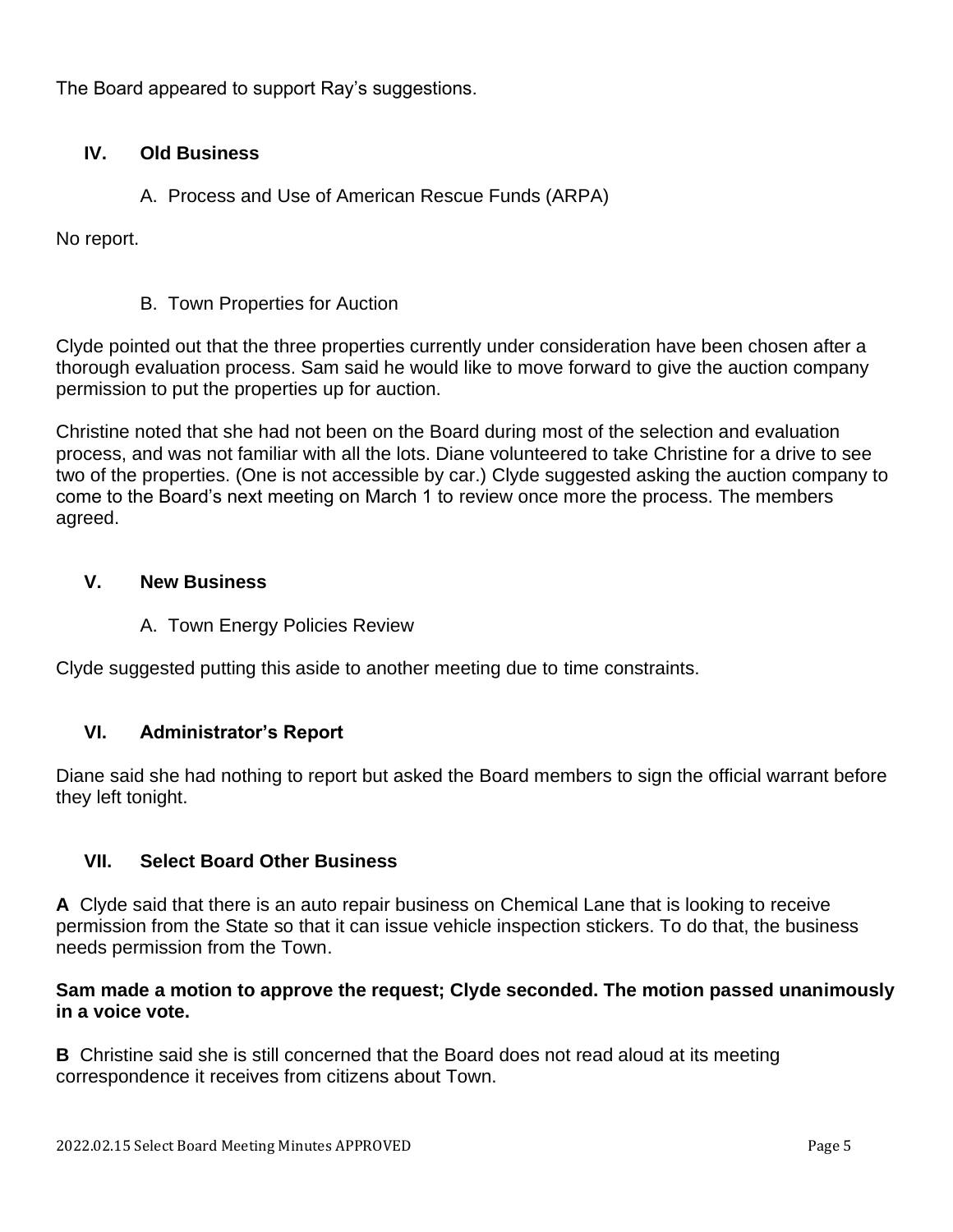The Board appeared to support Ray's suggestions.

## IV. Old Business

### A. Process and Use of American Rescue Funds (ARPA)

No report.

### B. Town Properties for Auction

Clyde pointed out that the three properties currently under consideration have been chosen after a thorough evaluation process. Sam said he would like to move forward to give the auction company permission to put the properties up for auction.

Christine noted that she had not been on the Board during most of the selection and evaluation process, and was not familiar with all the lots. Diane volunteered to take Christine for a drive to see two of the properties. (One is not accessible by car.) Clyde suggested asking the auction company to come to the Board's next meeting on March 1 to review once more the process. The members agreed.

## V. New Business

### A. Town Energy Policies Review

Clyde suggested putting this aside to another meeting due to time constraints.

## VI. Administrator's Report

Diane said she had nothing to report but asked the Board members to sign the official warrant before they left tonight.

## VII. Select Board Other Business

**A** Clyde said that there is an auto repair business on Chemical Lane that is looking to receive permission from the State so that it can issue vehicle inspection stickers. To do that, the business needs permission from the Town.

**Sam made a motion to approve the request; Clyde seconded. The motion passed unanimously in a voice vote.**

**B** Christine said she is still concerned that the Board does not read aloud at its meeting correspondence it receives from citizens about Town.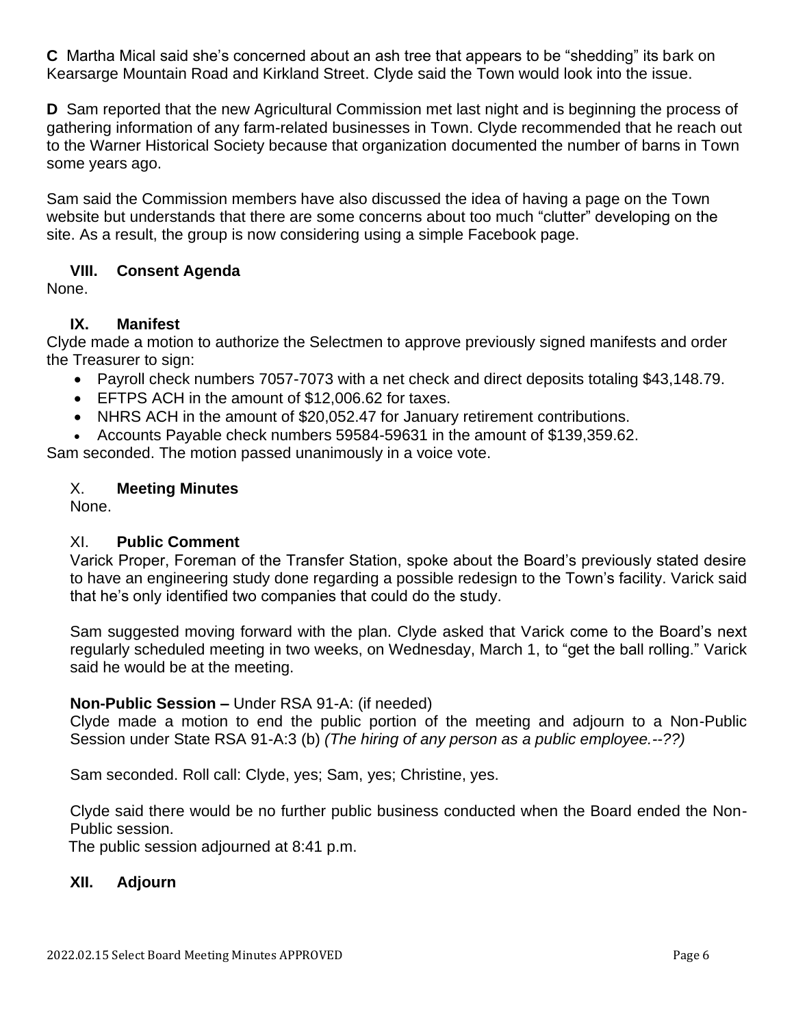**C** Martha Mical said she's concerned about an ash tree that appears to be "shedding" its bark on Kearsarge Mountain Road and Kirkland Street. Clyde said the Town would look into the issue.

**D** Sam reported that the new Agricultural Commission met last night and is beginning the process of gathering information of any farm-related businesses in Town. Clyde recommended that he reach out to the Warner Historical Society because that organization documented the number of barns in Town some years ago.

Sam said the Commission members have also discussed the idea of having a page on the Town website but understands that there are some concerns about too much "clutter" developing on the site. As a result, the group is now considering using a simple Facebook page.

## VIII. Consent Agenda

None.

## IX. Manifest

Clyde made a motion to authorize the Selectmen to approve previously signed manifests and order the Treasurer to sign:

- Payroll check numbers 7057-7073 with a net check and direct deposits totaling $43,148.79.
- EFTPS ACH in the amount of $12,006.62 for taxes.
- NHRS ACH in the amount of $20,052.47 for January retirement contributions.
- Accounts Payable check numbers 59584-59631 in the amount of $139,359.62.

Sam seconded. The motion passed unanimously in a voice vote.

## X. Meeting Minutes

None.

## XI. Public Comment

Varick Proper, Foreman of the Transfer Station, spoke about the Board's previously stated desire to have an engineering study done regarding a possible redesign to the Town's facility. Varick said that he's only identified two companies that could do the study.

Sam suggested moving forward with the plan. Clyde asked that Varick come to the Board's next regularly scheduled meeting in two weeks, on Wednesday, March 1, to "get the ball rolling." Varick said he would be at the meeting.

**Non-Public Session –** Under RSA 91-A: (if needed)

Clyde made a motion to end the public portion of the meeting and adjourn to a Non-Public Session under State RSA 91-A:3 (b) *(The hiring of any person as a public employee.--??)*

Sam seconded. Roll call: Clyde, yes; Sam, yes; Christine, yes.

Clyde said there would be no further public business conducted when the Board ended the Non-Public session.

The public session adjourned at 8:41 p.m.

## XII. Adjourn